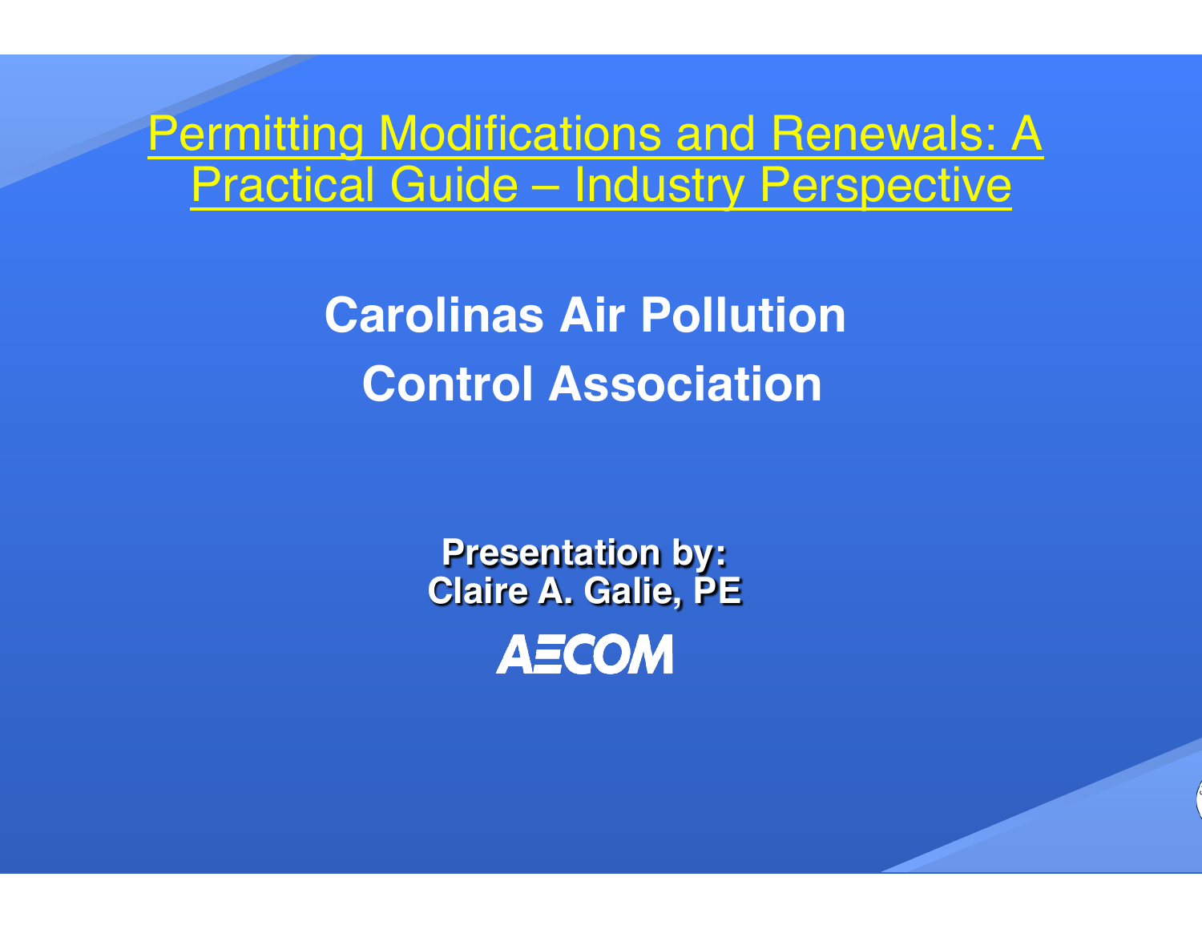# Permitting Modifications and Renewals: A Practical Guide – Industry Perspective

## Carolinas Air Pollution Control Association

**Presentation by:**
**Claire A. Galie, PE**

AECOM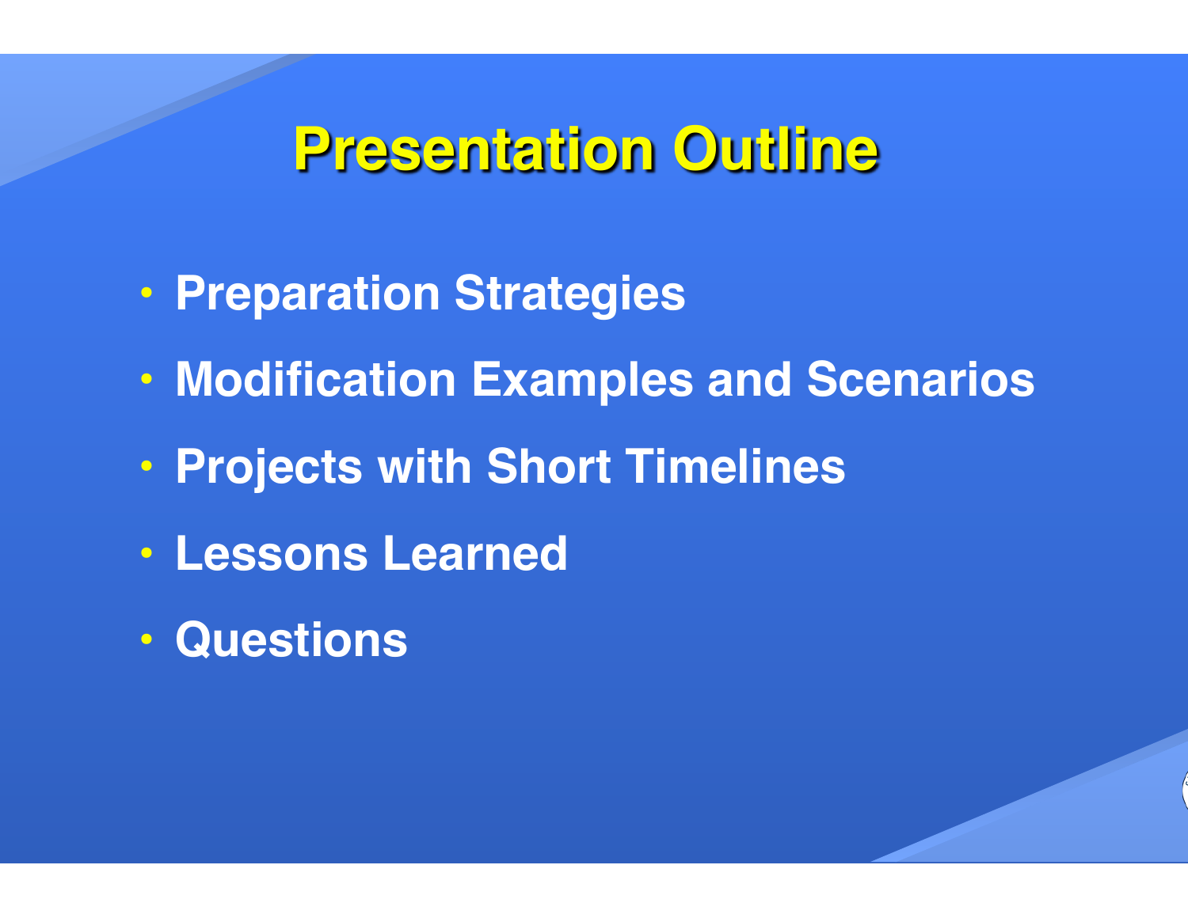# Presentation Outline

- Preparation Strategies
- Modification Examples and Scenarios
- Projects with Short Timelines
- Lessons Learned
- Questions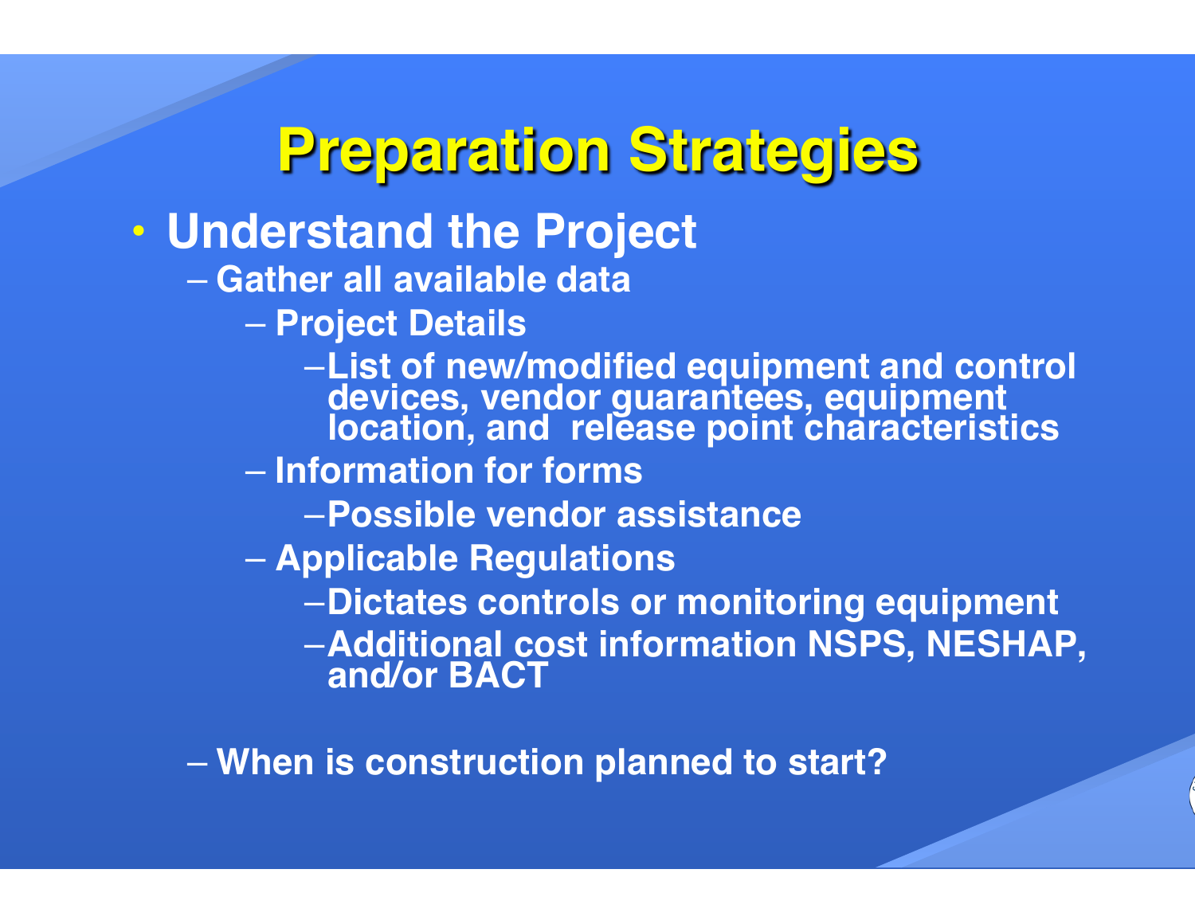# Preparation Strategies

- **Understand the Project**
  - **Gather all available data**
    - **Project Details**
      - **List of new/modified equipment and control devices, vendor guarantees, equipment location, and release point characteristics**
    - **Information for forms**
      - **Possible vendor assistance**
    - **Applicable Regulations**
      - **Dictates controls or monitoring equipment**
      - **Additional cost information NSPS, NESHAP, and/or BACT**
  - **When is construction planned to start?**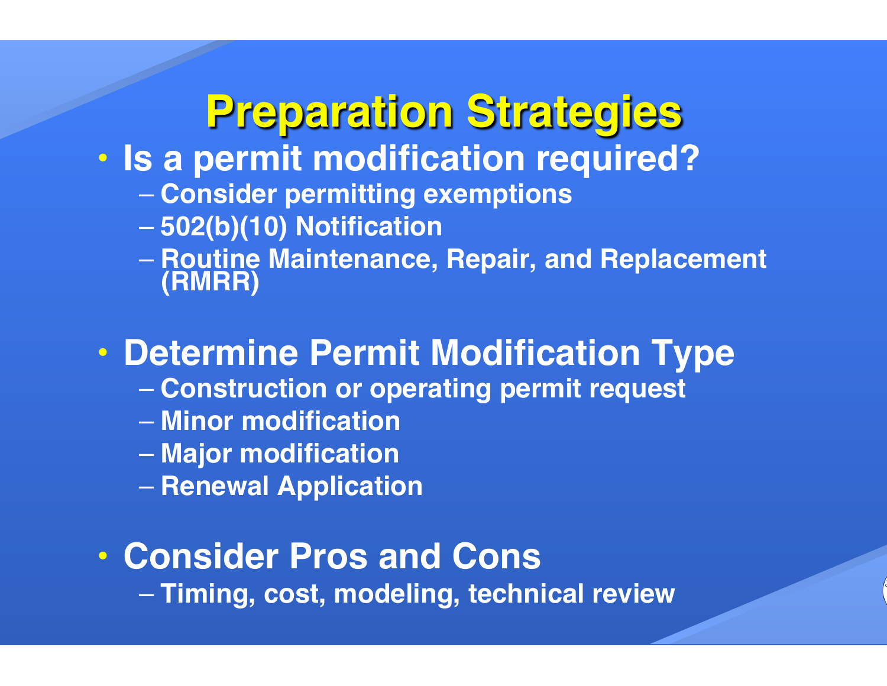# Preparation Strategies

- Is a permit modification required?
  - Consider permitting exemptions
  - 502(b)(10) Notification
  - Routine Maintenance, Repair, and Replacement (RMRR)
- Determine Permit Modification Type
  - Construction or operating permit request
  - Minor modification
  - Major modification
  - Renewal Application
- Consider Pros and Cons
  - Timing, cost, modeling, technical review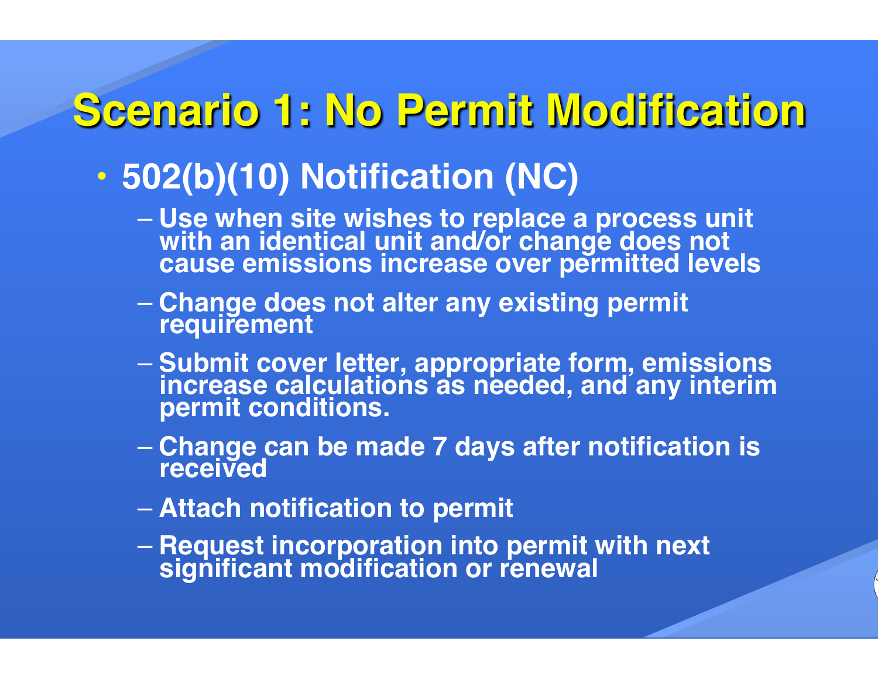# Scenario 1: No Permit Modification

- 502(b)(10) Notification (NC)
  - Use when site wishes to replace a process unit with an identical unit and/or change does not cause emissions increase over permitted levels
  - Change does not alter any existing permit requirement
  - Submit cover letter, appropriate form, emissions increase calculations as needed, and any interim permit conditions.
  - Change can be made 7 days after notification is received
  - Attach notification to permit
  - Request incorporation into permit with next significant modification or renewal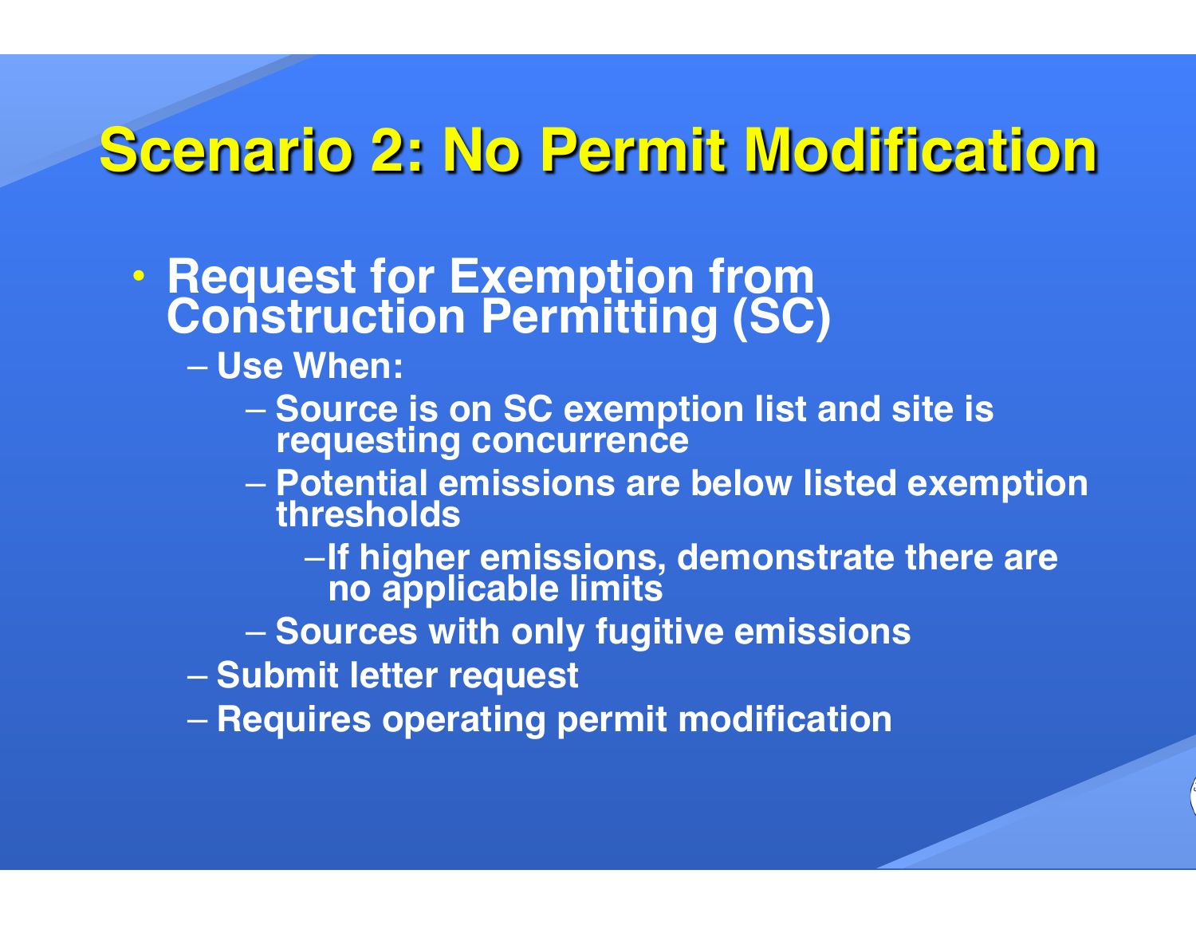# Scenario 2: No Permit Modification

- Request for Exemption from Construction Permitting (SC)
  - Use When:
    - Source is on SC exemption list and site is requesting concurrence
    - Potential emissions are below listed exemption thresholds
      - If higher emissions, demonstrate there are no applicable limits
    - Sources with only fugitive emissions
  - Submit letter request
  - Requires operating permit modification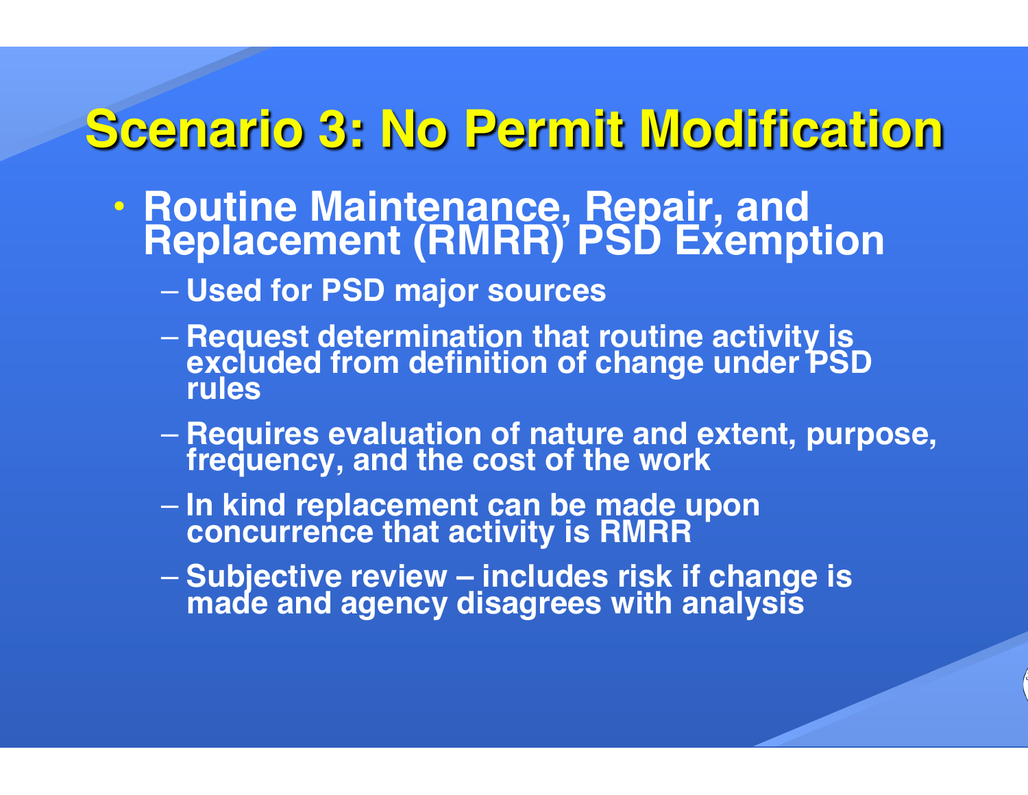# Scenario 3: No Permit Modification

- Routine Maintenance, Repair, and Replacement (RMRR) PSD Exemption
  - Used for PSD major sources
  - Request determination that routine activity is excluded from definition of change under PSD rules
  - Requires evaluation of nature and extent, purpose, frequency, and the cost of the work
  - In kind replacement can be made upon concurrence that activity is RMRR
  - Subjective review – includes risk if change is made and agency disagrees with analysis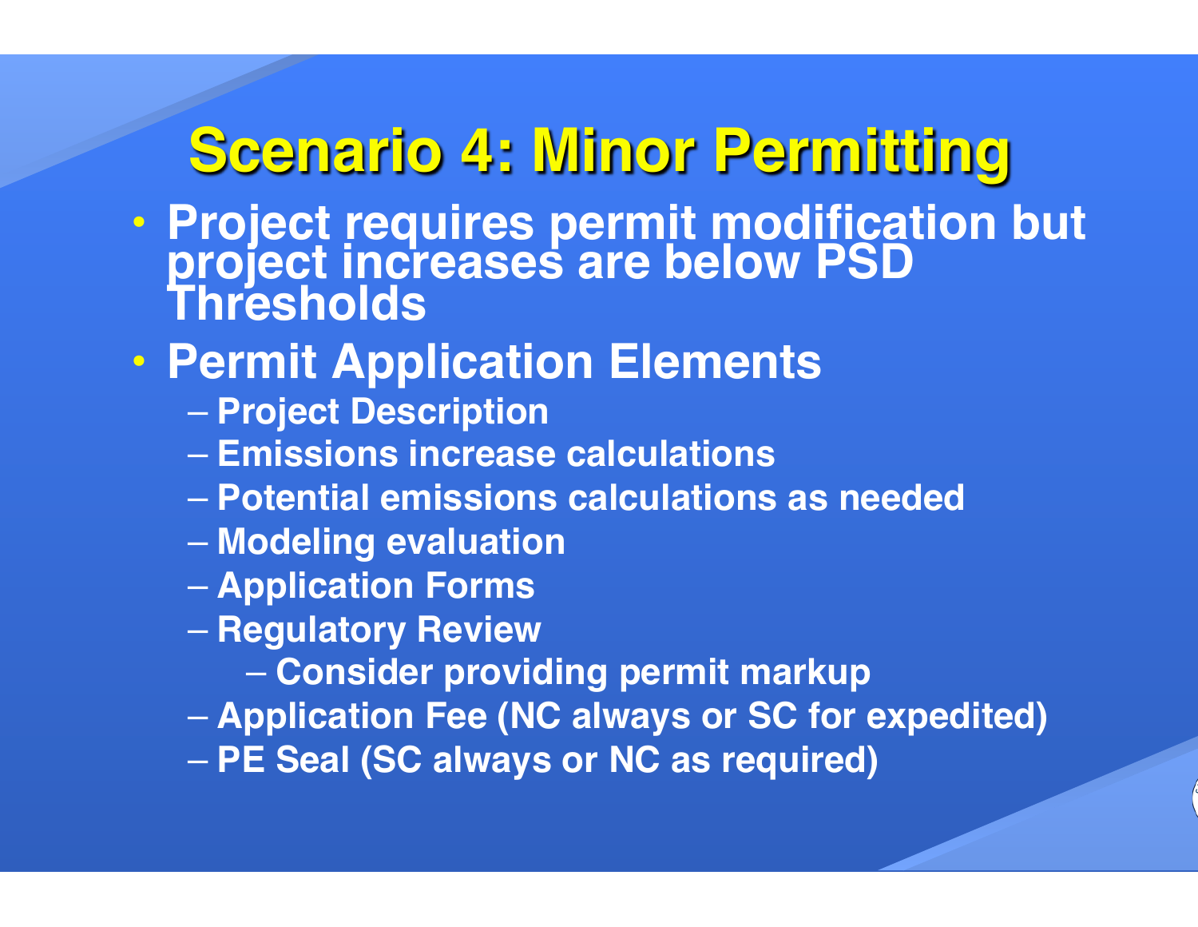# Scenario 4: Minor Permitting

- Project requires permit modification but project increases are below PSD Thresholds
- Permit Application Elements
  - Project Description
  - Emissions increase calculations
  - Potential emissions calculations as needed
  - Modeling evaluation
  - Application Forms
  - Regulatory Review
    - Consider providing permit markup
  - Application Fee (NC always or SC for expedited)
  - PE Seal (SC always or NC as required)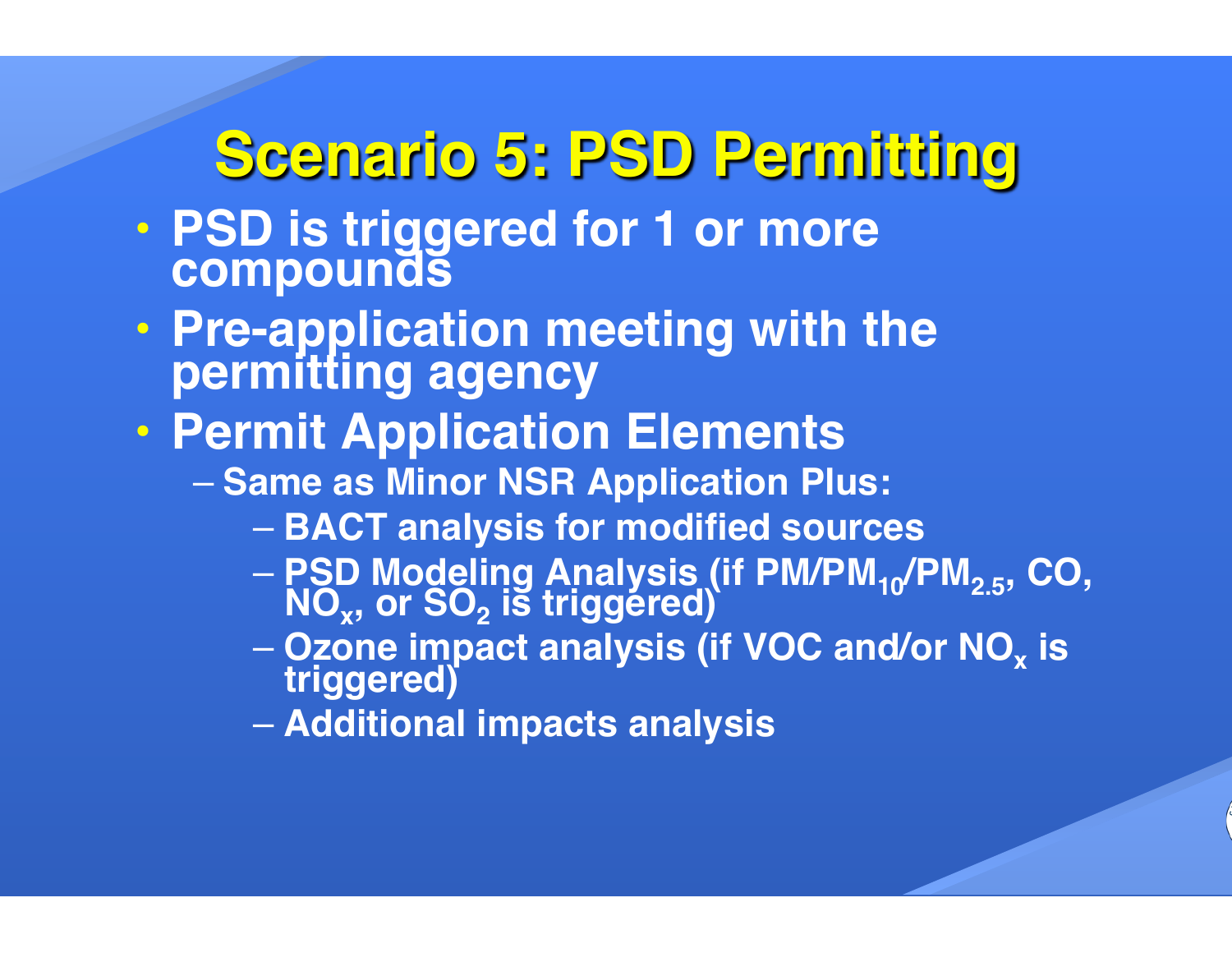# Scenario 5: PSD Permitting

- PSD is triggered for 1 or more compounds
- Pre-application meeting with the permitting agency
- Permit Application Elements
  - Same as Minor NSR Application Plus:
    - BACT analysis for modified sources
    - PSD Modeling Analysis (if PM/$PM_{10}$/$PM_{2.5}$, CO, $NO_x$, or $SO_2$ is triggered)
    - Ozone impact analysis (if VOC and/or $NO_x$ is triggered)
    - Additional impacts analysis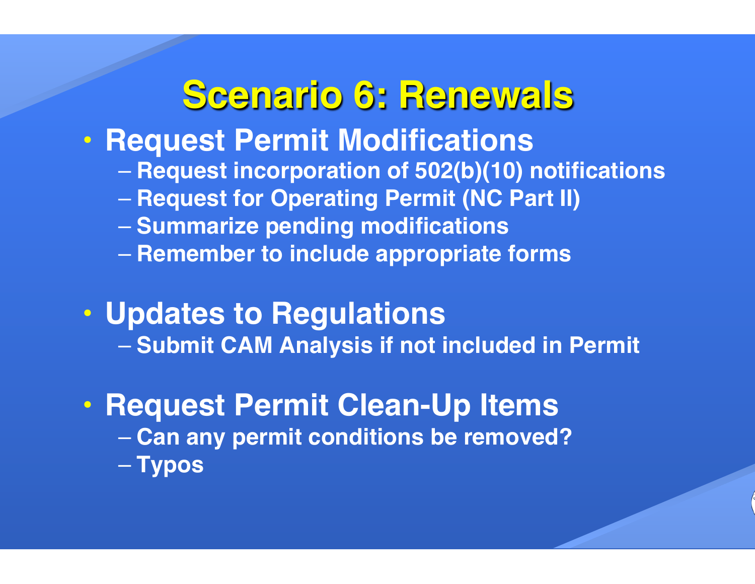# Scenario 6: Renewals

- **Request Permit Modifications**
  - Request incorporation of 502(b)(10) notifications
  - Request for Operating Permit (NC Part II)
  - Summarize pending modifications
  - Remember to include appropriate forms
- **Updates to Regulations**
  - Submit CAM Analysis if not included in Permit
- **Request Permit Clean-Up Items**
  - Can any permit conditions be removed?
  - Typos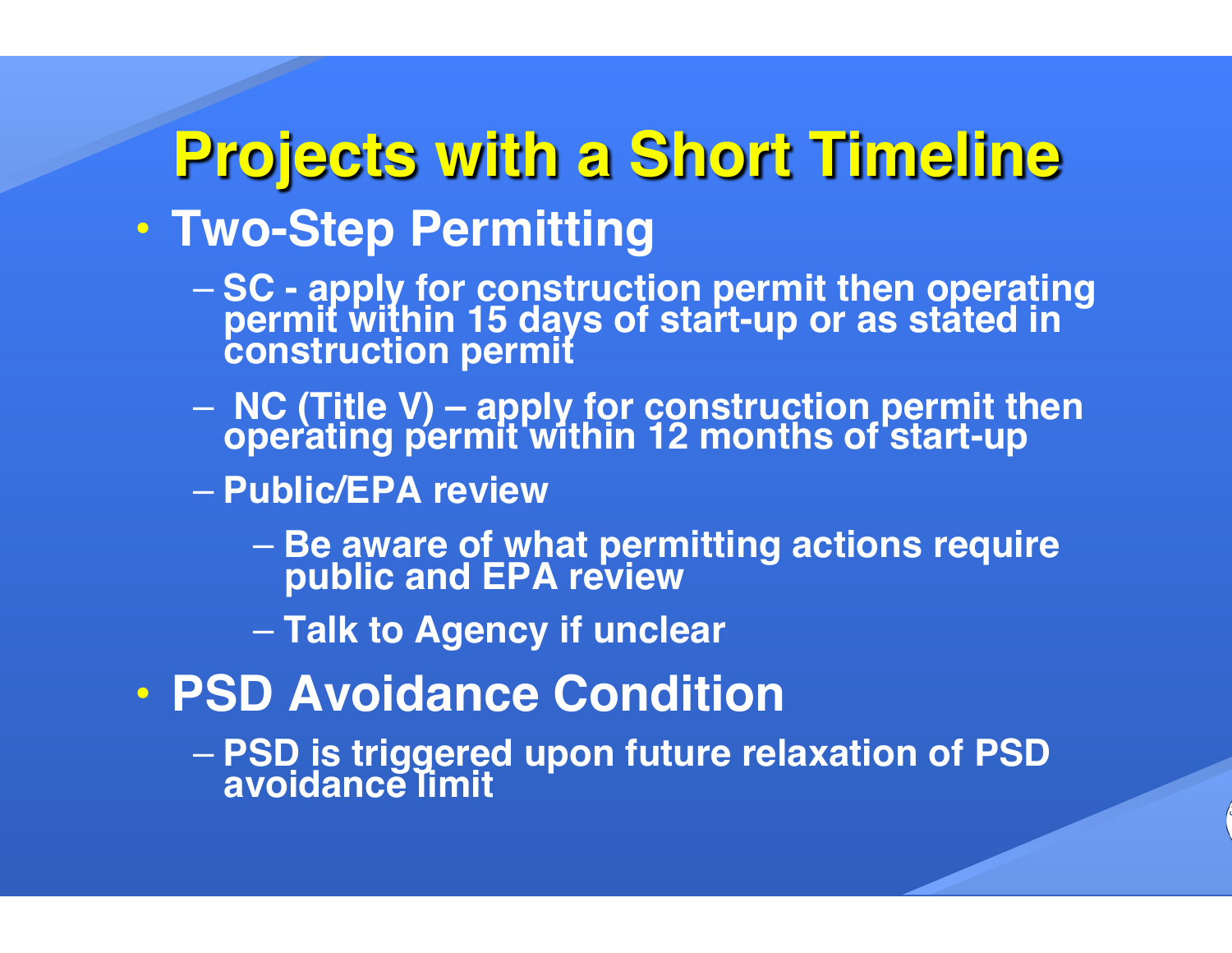# Projects with a Short Timeline

- **Two-Step Permitting**
  - SC - apply for construction permit then operating permit within 15 days of start-up or as stated in construction permit
  - NC (Title V) – apply for construction permit then operating permit within 12 months of start-up
  - Public/EPA review
    - Be aware of what permitting actions require public and EPA review
    - Talk to Agency if unclear
- **PSD Avoidance Condition**
  - PSD is triggered upon future relaxation of PSD avoidance limit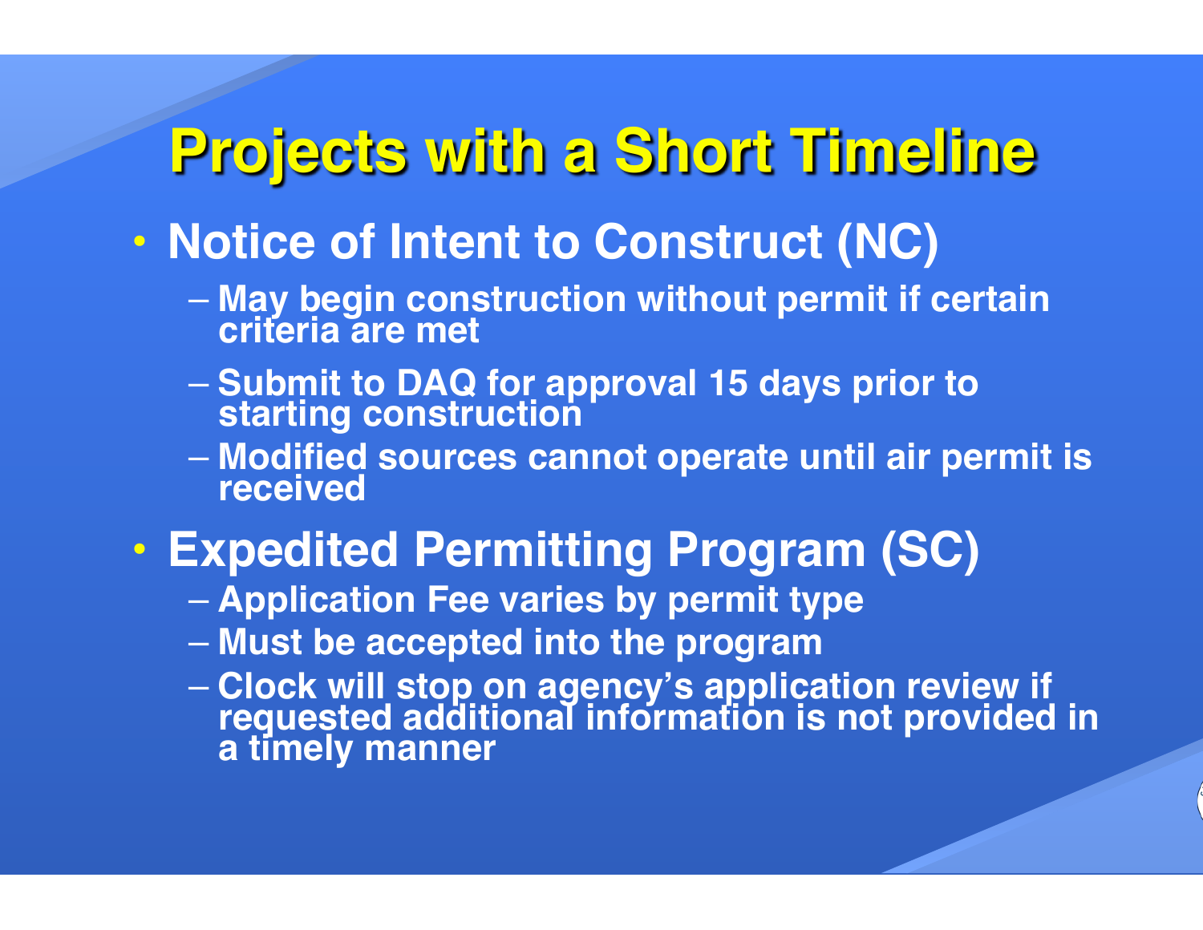# Projects with a Short Timeline

- **Notice of Intent to Construct (NC)**
  - May begin construction without permit if certain criteria are met
  - Submit to DAQ for approval 15 days prior to starting construction
  - Modified sources cannot operate until air permit is received
- **Expedited Permitting Program (SC)**
  - Application Fee varies by permit type
  - Must be accepted into the program
  - Clock will stop on agency's application review if requested additional information is not provided in a timely manner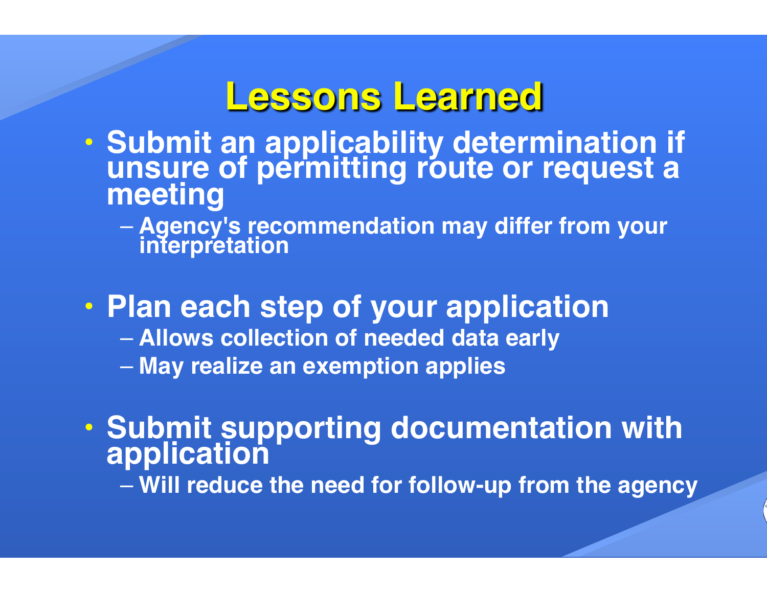# Lessons Learned

- Submit an applicability determination if unsure of permitting route or request a meeting
  - Agency's recommendation may differ from your interpretation
- Plan each step of your application
  - Allows collection of needed data early
  - May realize an exemption applies
- Submit supporting documentation with application
  - Will reduce the need for follow-up from the agency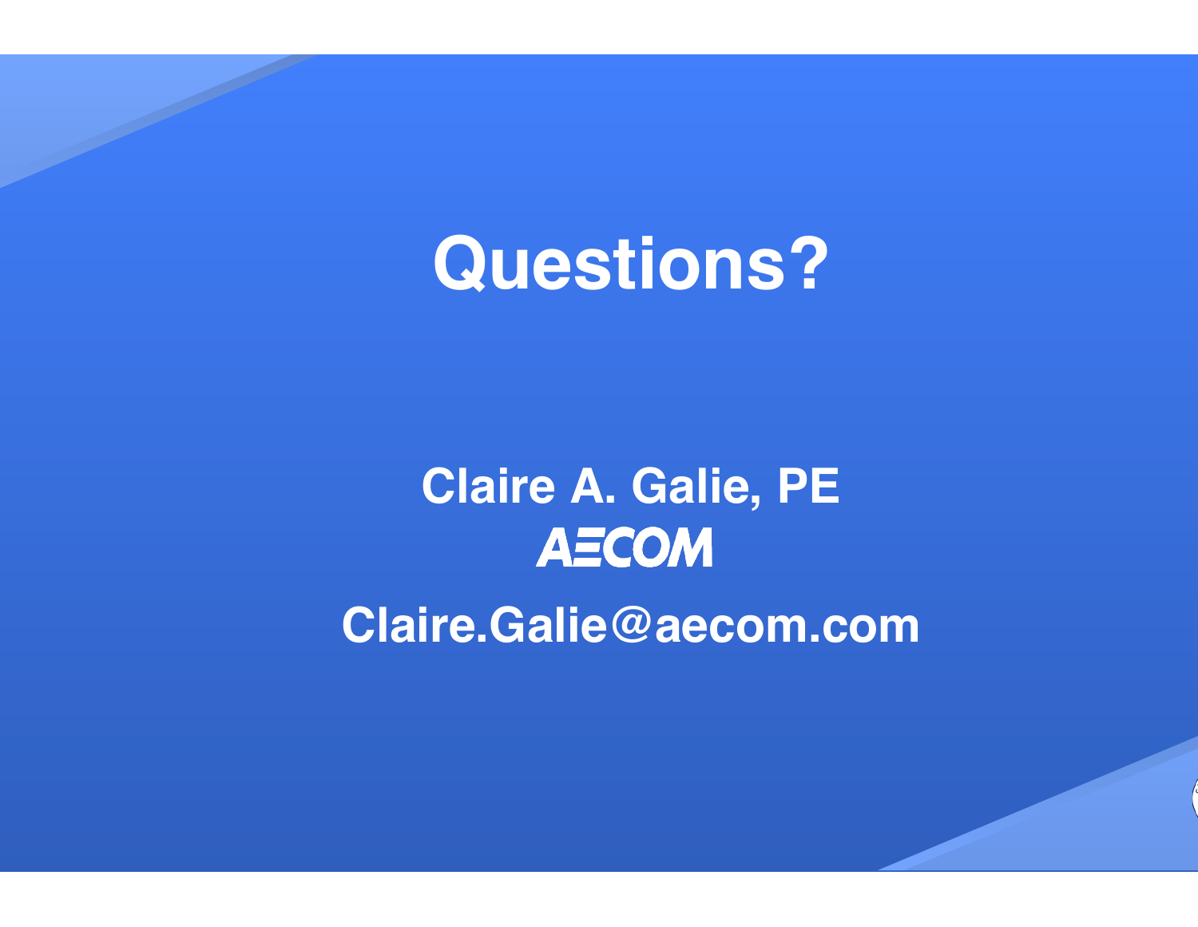# Questions?

**Claire A. Galie, PE**

**AECOM**

**Claire.Galie@aecom.com**